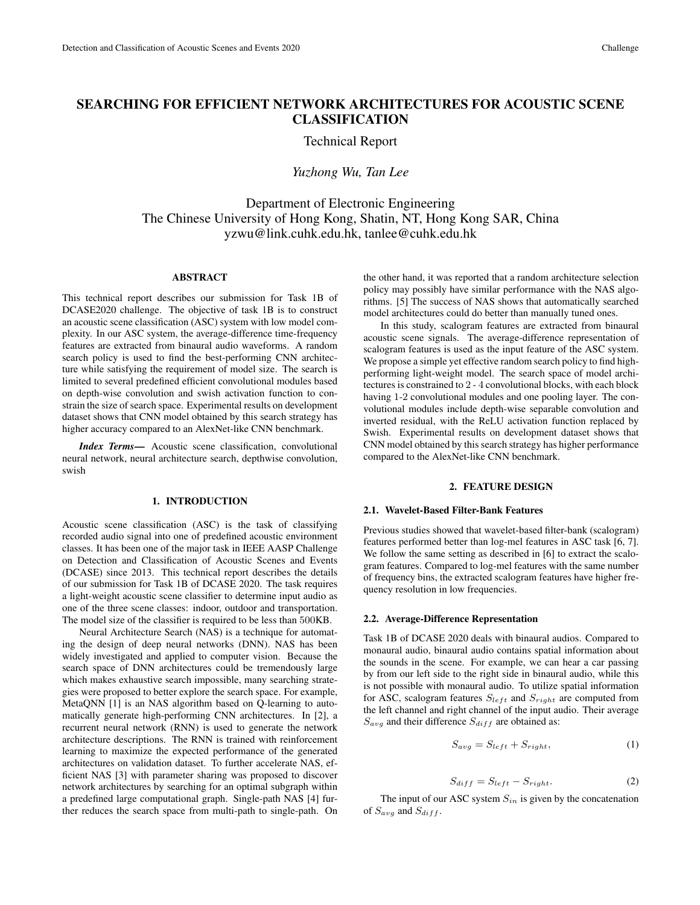# SEARCHING FOR EFFICIENT NETWORK ARCHITECTURES FOR ACOUSTIC SCENE CLASSIFICATION

Technical Report

*Yuzhong Wu, Tan Lee*

Department of Electronic Engineering
The Chinese University of Hong Kong, Shatin, NT, Hong Kong SAR, China
yzwu@link.cuhk.edu.hk, tanlee@cuhk.edu.hk

## ABSTRACT

This technical report describes our submission for Task 1B of DCASE2020 challenge. The objective of task 1B is to construct an acoustic scene classification (ASC) system with low model complexity. In our ASC system, the average-difference time-frequency features are extracted from binaural audio waveforms. A random search policy is used to find the best-performing CNN architecture while satisfying the requirement of model size. The search is limited to several predefined efficient convolutional modules based on depth-wise convolution and swish activation function to constrain the size of search space. Experimental results on development dataset shows that CNN model obtained by this search strategy has higher accuracy compared to an AlexNet-like CNN benchmark.

***Index Terms*—** Acoustic scene classification, convolutional neural network, neural architecture search, depthwise convolution, swish

## 1. INTRODUCTION

Acoustic scene classification (ASC) is the task of classifying recorded audio signal into one of predefined acoustic environment classes. It has been one of the major task in IEEE AASP Challenge on Detection and Classification of Acoustic Scenes and Events (DCASE) since 2013. This technical report describes the details of our submission for Task 1B of DCASE 2020. The task requires a light-weight acoustic scene classifier to determine input audio as one of the three scene classes: indoor, outdoor and transportation. The model size of the classifier is required to be less than $500$KB.

Neural Architecture Search (NAS) is a technique for automating the design of deep neural networks (DNN). NAS has been widely investigated and applied to computer vision. Because the search space of DNN architectures could be tremendously large which makes exhaustive search impossible, many searching strategies were proposed to better explore the search space. For example, MetaQNN [1] is an NAS algorithm based on Q-learning to automatically generate high-performing CNN architectures. In [2], a recurrent neural network (RNN) is used to generate the network architecture descriptions. The RNN is trained with reinforcement learning to maximize the expected performance of the generated architectures on validation dataset. To further accelerate NAS, efficient NAS [3] with parameter sharing was proposed to discover network architectures by searching for an optimal subgraph within a predefined large computational graph. Single-path NAS [4] further reduces the search space from multi-path to single-path. On the other hand, it was reported that a random architecture selection policy may possibly have similar performance with the NAS algorithms. [5] The success of NAS shows that automatically searched model architectures could do better than manually tuned ones.

In this study, scalogram features are extracted from binaural acoustic scene signals. The average-difference representation of scalogram features is used as the input feature of the ASC system. We propose a simple yet effective random search policy to find high-performing light-weight model. The search space of model architectures is constrained to 2 - 4 convolutional blocks, with each block having 1-2 convolutional modules and one pooling layer. The convolutional modules include depth-wise separable convolution and inverted residual, with the ReLU activation function replaced by Swish. Experimental results on development dataset shows that CNN model obtained by this search strategy has higher performance compared to the AlexNet-like CNN benchmark.

## 2. FEATURE DESIGN

### 2.1. Wavelet-Based Filter-Bank Features

Previous studies showed that wavelet-based filter-bank (scalogram) features performed better than log-mel features in ASC task [6, 7]. We follow the same setting as described in [6] to extract the scalogram features. Compared to log-mel features with the same number of frequency bins, the extracted scalogram features have higher frequency resolution in low frequencies.

### 2.2. Average-Difference Representation

Task 1B of DCASE 2020 deals with binaural audios. Compared to monaural audio, binaural audio contains spatial information about the sounds in the scene. For example, we can hear a car passing by from our left side to the right side in binaural audio, while this is not possible with monaural audio. To utilize spatial information for ASC, scalogram features $S_{left}$ and $S_{right}$ are computed from the left channel and right channel of the input audio. Their average $S_{avg}$ and their difference $S_{diff}$ are obtained as:

$$S_{avg} = S_{left} + S_{right}, \tag{1}$$

$$S_{diff} = S_{left} - S_{right}. \tag{2}$$

The input of our ASC system $S_{in}$ is given by the concatenation of $S_{avg}$ and $S_{diff}$.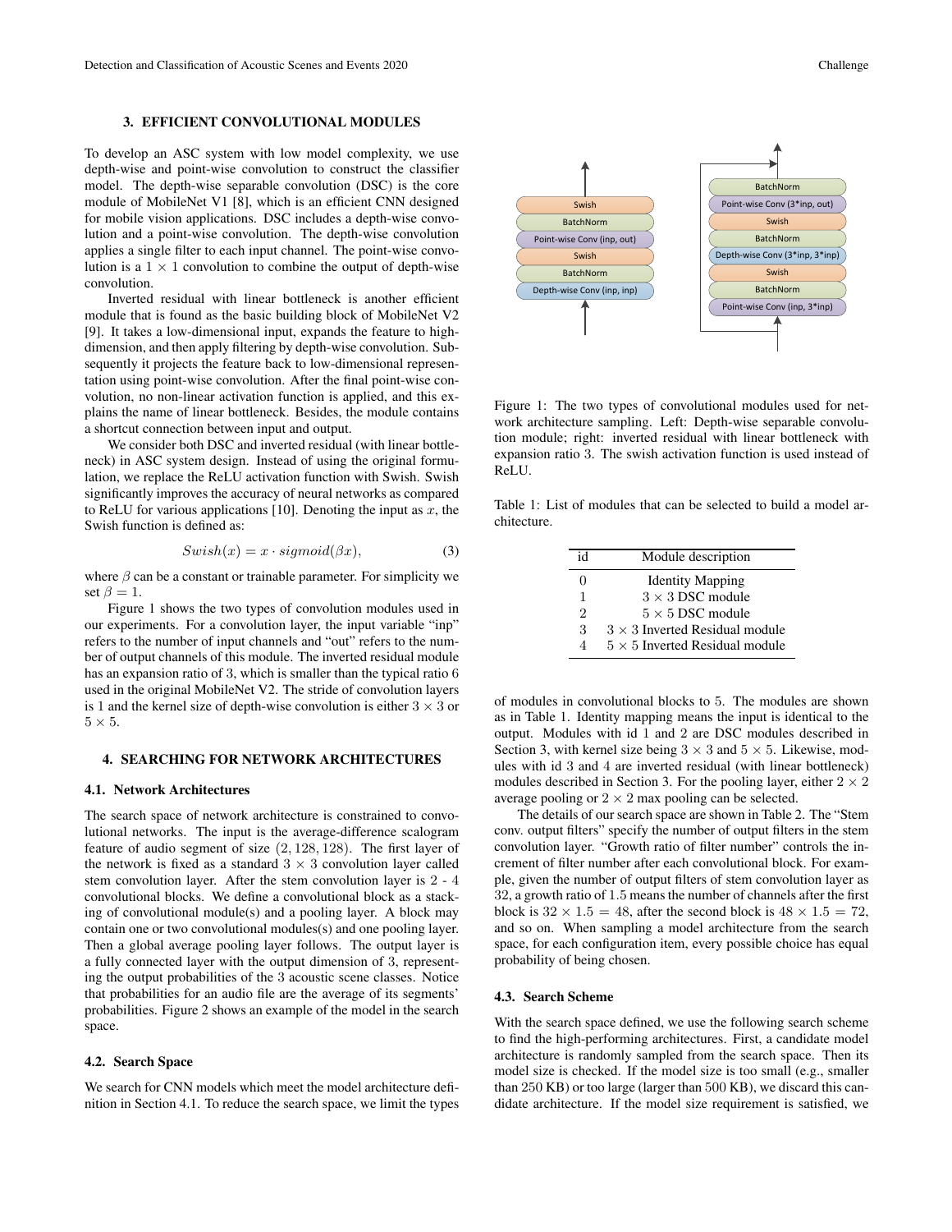## 3. EFFICIENT CONVOLUTIONAL MODULES

To develop an ASC system with low model complexity, we use depth-wise and point-wise convolution to construct the classifier model. The depth-wise separable convolution (DSC) is the core module of MobileNet V1 [8], which is an efficient CNN designed for mobile vision applications. DSC includes a depth-wise convolution and a point-wise convolution. The depth-wise convolution applies a single filter to each input channel. The point-wise convolution is a $1 \times 1$ convolution to combine the output of depth-wise convolution.

Inverted residual with linear bottleneck is another efficient module that is found as the basic building block of MobileNet V2 [9]. It takes a low-dimensional input, expands the feature to high-dimension, and then apply filtering by depth-wise convolution. Subsequently it projects the feature back to low-dimensional representation using point-wise convolution. After the final point-wise convolution, no non-linear activation function is applied, and this explains the name of linear bottleneck. Besides, the module contains a shortcut connection between input and output.

We consider both DSC and inverted residual (with linear bottleneck) in ASC system design. Instead of using the original formulation, we replace the ReLU activation function with Swish. Swish significantly improves the accuracy of neural networks as compared to ReLU for various applications [10]. Denoting the input as $x$, the Swish function is defined as:

$$Swish(x) = x \cdot sigmoid(\beta x), \tag{3}$$

where $\beta$ can be a constant or trainable parameter. For simplicity we set $\beta = 1$.

Figure 1 shows the two types of convolution modules used in our experiments. For a convolution layer, the input variable "inp" refers to the number of input channels and "out" refers to the number of output channels of this module. The inverted residual module has an expansion ratio of 3, which is smaller than the typical ratio 6 used in the original MobileNet V2. The stride of convolution layers is 1 and the kernel size of depth-wise convolution is either $3 \times 3$ or $5 \times 5$.

Figure 1: The two types of convolutional modules used for network architecture sampling. Left: Depth-wise separable convolution module; right: inverted residual with linear bottleneck with expansion ratio 3. The swish activation function is used instead of ReLU.

Table 1: List of modules that can be selected to build a model architecture.

| id | Module description |
|---|---|
| 0 | Identity Mapping |
| 1 | $3 \times 3$ DSC module |
| 2 | $5 \times 5$ DSC module |
| 3 | $3 \times 3$ Inverted Residual module |
| 4 | $5 \times 5$ Inverted Residual module |

## 4. SEARCHING FOR NETWORK ARCHITECTURES

### 4.1. Network Architectures

The search space of network architecture is constrained to convolutional networks. The input is the average-difference scalogram feature of audio segment of size $(2, 128, 128)$. The first layer of the network is fixed as a standard $3 \times 3$ convolution layer called stem convolution layer. After the stem convolution layer is 2 - 4 convolutional blocks. We define a convolutional block as a stacking of convolutional module(s) and a pooling layer. A block may contain one or two convolutional modules(s) and one pooling layer. Then a global average pooling layer follows. The output layer is a fully connected layer with the output dimension of 3, representing the output probabilities of the 3 acoustic scene classes. Notice that probabilities for an audio file are the average of its segments' probabilities. Figure 2 shows an example of the model in the search space.

### 4.2. Search Space

We search for CNN models which meet the model architecture definition in Section 4.1. To reduce the search space, we limit the types of modules in convolutional blocks to 5. The modules are shown as in Table 1. Identity mapping means the input is identical to the output. Modules with id 1 and 2 are DSC modules described in Section 3, with kernel size being $3 \times 3$ and $5 \times 5$. Likewise, modules with id 3 and 4 are inverted residual (with linear bottleneck) modules described in Section 3. For the pooling layer, either $2 \times 2$ average pooling or $2 \times 2$ max pooling can be selected.

The details of our search space are shown in Table 2. The "Stem conv. output filters" specify the number of output filters in the stem convolution layer. "Growth ratio of filter number" controls the increment of filter number after each convolutional block. For example, given the number of output filters of stem convolution layer as 32, a growth ratio of 1.5 means the number of channels after the first block is $32 \times 1.5 = 48$, after the second block is $48 \times 1.5 = 72$, and so on. When sampling a model architecture from the search space, for each configuration item, every possible choice has equal probability of being chosen.

### 4.3. Search Scheme

With the search space defined, we use the following search scheme to find the high-performing architectures. First, a candidate model architecture is randomly sampled from the search space. Then its model size is checked. If the model size is too small (e.g., smaller than 250 KB) or too large (larger than 500 KB), we discard this candidate architecture. If the model size requirement is satisfied, we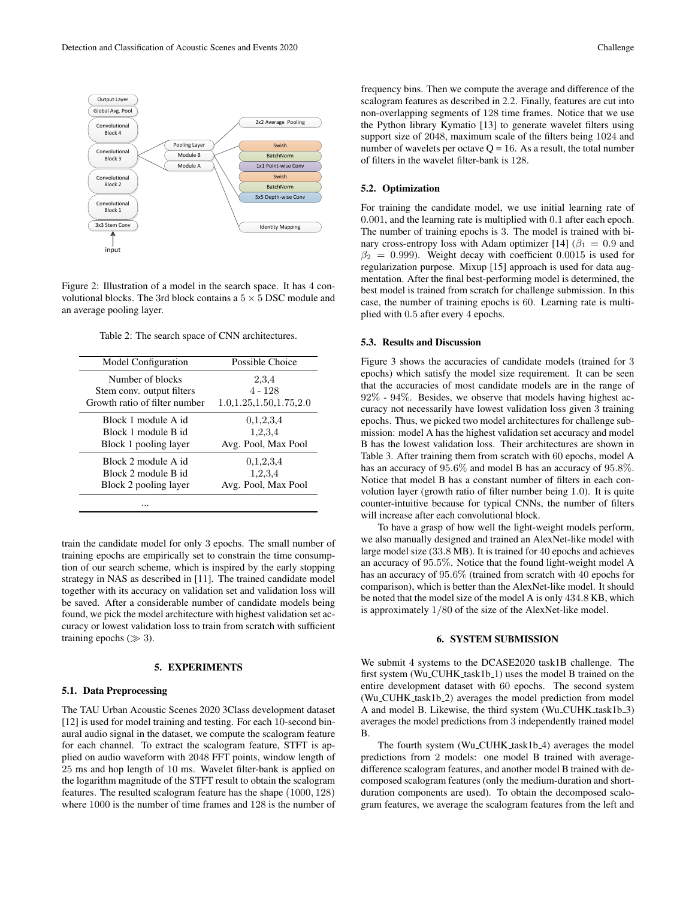Figure 2: Illustration of a model in the search space. It has 4 convolutional blocks. The 3rd block contains a $5 \times 5$ DSC module and an average pooling layer.

Table 2: The search space of CNN architectures.

| Model Configuration | Possible Choice |
|---|---|
| Number of blocks | 2,3,4 |
| Stem conv. output filters | 4 - 128 |
| Growth ratio of filter number | 1.0,1.25,1.50,1.75,2.0 |
| Block 1 module A id | 0,1,2,3,4 |
| Block 1 module B id | 1,2,3,4 |
| Block 1 pooling layer | Avg. Pool, Max Pool |
| Block 2 module A id | 0,1,2,3,4 |
| Block 2 module B id | 1,2,3,4 |
| Block 2 pooling layer | Avg. Pool, Max Pool |
| ... | |

train the candidate model for only 3 epochs. The small number of training epochs are empirically set to constrain the time consumption of our search scheme, which is inspired by the early stopping strategy in NAS as described in [11]. The trained candidate model together with its accuracy on validation set and validation loss will be saved. After a considerable number of candidate models being found, we pick the model architecture with highest validation set accuracy or lowest validation loss to train from scratch with sufficient training epochs ($\gg 3$).

## 5. EXPERIMENTS

### 5.1. Data Preprocessing

The TAU Urban Acoustic Scenes 2020 3Class development dataset [12] is used for model training and testing. For each 10-second binaural audio signal in the dataset, we compute the scalogram feature for each channel. To extract the scalogram feature, STFT is applied on audio waveform with 2048 FFT points, window length of 25 ms and hop length of 10 ms. Wavelet filter-bank is applied on the logarithm magnitude of the STFT result to obtain the scalogram features. The resulted scalogram feature has the shape $(1000, 128)$ where 1000 is the number of time frames and 128 is the number of frequency bins. Then we compute the average and difference of the scalogram features as described in 2.2. Finally, features are cut into non-overlapping segments of 128 time frames. Notice that we use the Python library Kymatio [13] to generate wavelet filters using support size of 2048, maximum scale of the filters being 1024 and number of wavelets per octave Q = 16. As a result, the total number of filters in the wavelet filter-bank is 128.

### 5.2. Optimization

For training the candidate model, we use initial learning rate of 0.001, and the learning rate is multiplied with 0.1 after each epoch. The number of training epochs is 3. The model is trained with binary cross-entropy loss with Adam optimizer [14] ($\beta_1 = 0.9$ and $\beta_2 = 0.999$). Weight decay with coefficient 0.0015 is used for regularization purpose. Mixup [15] approach is used for data augmentation. After the final best-performing model is determined, the best model is trained from scratch for challenge submission. In this case, the number of training epochs is 60. Learning rate is multiplied with 0.5 after every 4 epochs.

### 5.3. Results and Discussion

Figure 3 shows the accuracies of candidate models (trained for 3 epochs) which satisfy the model size requirement. It can be seen that the accuracies of most candidate models are in the range of 92% - 94%. Besides, we observe that models having highest accuracy not necessarily have lowest validation loss given 3 training epochs. Thus, we picked two model architectures for challenge submission: model A has the highest validation set accuracy and model B has the lowest validation loss. Their architectures are shown in Table 3. After training them from scratch with 60 epochs, model A has an accuracy of 95.6% and model B has an accuracy of 95.8%. Notice that model B has a constant number of filters in each convolution layer (growth ratio of filter number being 1.0). It is quite counter-intuitive because for typical CNNs, the number of filters will increase after each convolutional block.

To have a grasp of how well the light-weight models perform, we also manually designed and trained an AlexNet-like model with large model size (33.8 MB). It is trained for 40 epochs and achieves an accuracy of 95.5%. Notice that the found light-weight model A has an accuracy of 95.6% (trained from scratch with 40 epochs for comparison), which is better than the AlexNet-like model. It should be noted that the model size of the model A is only 434.8 KB, which is approximately $1/80$ of the size of the AlexNet-like model.

## 6. SYSTEM SUBMISSION

We submit 4 systems to the DCASE2020 task1B challenge. The first system (Wu_CUHK_task1b_1) uses the model B trained on the entire development dataset with 60 epochs. The second system (Wu_CUHK_task1b_2) averages the model prediction from model A and model B. Likewise, the third system (Wu_CUHK_task1b_3) averages the model predictions from 3 independently trained model B.

The fourth system (Wu_CUHK_task1b_4) averages the model predictions from 2 models: one model B trained with average-difference scalogram features, and another model B trained with decomposed scalogram features (only the medium-duration and short-duration components are used). To obtain the decomposed scalogram features, we average the scalogram features from the left and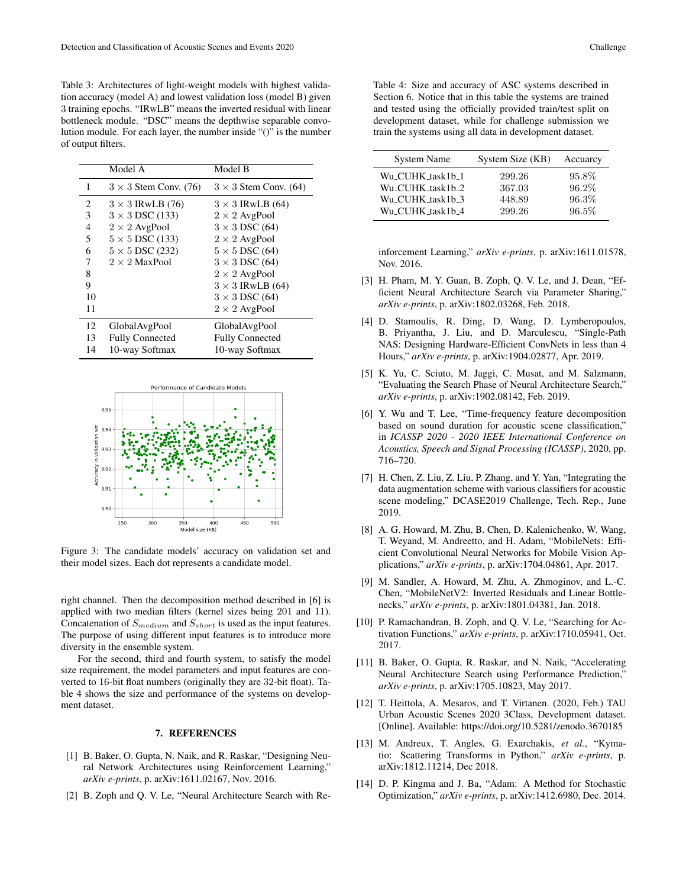Table 3: Architectures of light-weight models with highest validation accuracy (model A) and lowest validation loss (model B) given 3 training epochs. "IRwLB" means the inverted residual with linear bottleneck module. "DSC" means the depthwise separable convolution module. For each layer, the number inside "()" is the number of output filters.

| | Model A | Model B |
|---|---|---|
| 1 | $3 \times 3$ Stem Conv. (76) | $3 \times 3$ Stem Conv. (64) |
| 2 | $3 \times 3$ IRwLB (76) | $3 \times 3$ IRwLB (64) |
| 3 | $3 \times 3$ DSC (133) | $2 \times 2$ AvgPool |
| 4 | $2 \times 2$ AvgPool | $3 \times 3$ DSC (64) |
| 5 | $5 \times 5$ DSC (133) | $2 \times 2$ AvgPool |
| 6 | $5 \times 5$ DSC (232) | $5 \times 5$ DSC (64) |
| 7 | $2 \times 2$ MaxPool | $3 \times 3$ DSC (64) |
| 8 | | $2 \times 2$ AvgPool |
| 9 | | $3 \times 3$ IRwLB (64) |
| 10 | | $3 \times 3$ DSC (64) |
| 11 | | $2 \times 2$ AvgPool |
| 12 | GlobalAvgPool | GlobalAvgPool |
| 13 | Fully Connected | Fully Connected |
| 14 | 10-way Softmax | 10-way Softmax |

Figure 3: The candidate models' accuracy on validation set and their model sizes. Each dot represents a candidate model.

right channel. Then the decomposition method described in [6] is applied with two median filters (kernel sizes being 201 and 11). Concatenation of $S_{medium}$ and $S_{short}$ is used as the input features. The purpose of using different input features is to introduce more diversity in the ensemble system.

For the second, third and fourth system, to satisfy the model size requirement, the model parameters and input features are converted to 16-bit float numbers (originally they are 32-bit float). Table 4 shows the size and performance of the systems on development dataset.

Table 4: Size and accuracy of ASC systems described in Section 6. Notice that in this table the systems are trained and tested using the officially provided train/test split on development dataset, while for challenge submission we train the systems using all data in development dataset.

| System Name | System Size (KB) | Acuuracy |
|---|---|---|
| Wu_CUHK_task1b_1 | 299.26 | 95.8% |
| Wu_CUHK_task1b_2 | 367.03 | 96.2% |
| Wu_CUHK_task1b_3 | 448.89 | 96.3% |
| Wu_CUHK_task1b_4 | 299.26 | 96.5% |

## 7. REFERENCES

[1] B. Baker, O. Gupta, N. Naik, and R. Raskar, "Designing Neural Network Architectures using Reinforcement Learning," *arXiv e-prints*, p. arXiv:1611.02167, Nov. 2016.

[2] B. Zoph and Q. V. Le, "Neural Architecture Search with Reinforcement Learning," *arXiv e-prints*, p. arXiv:1611.01578, Nov. 2016.

[3] H. Pham, M. Y. Guan, B. Zoph, Q. V. Le, and J. Dean, "Efficient Neural Architecture Search via Parameter Sharing," *arXiv e-prints*, p. arXiv:1802.03268, Feb. 2018.

[4] D. Stamoulis, R. Ding, D. Wang, D. Lymberopoulos, B. Priyantha, J. Liu, and D. Marculescu, "Single-Path NAS: Designing Hardware-Efficient ConvNets in less than 4 Hours," *arXiv e-prints*, p. arXiv:1904.02877, Apr. 2019.

[5] K. Yu, C. Sciuto, M. Jaggi, C. Musat, and M. Salzmann, "Evaluating the Search Phase of Neural Architecture Search," *arXiv e-prints*, p. arXiv:1902.08142, Feb. 2019.

[6] Y. Wu and T. Lee, "Time-frequency feature decomposition based on sound duration for acoustic scene classification," in *ICASSP 2020 - 2020 IEEE International Conference on Acoustics, Speech and Signal Processing (ICASSP)*, 2020, pp. 716–720.

[7] H. Chen, Z. Liu, Z. Liu, P. Zhang, and Y. Yan, "Integrating the data augmentation scheme with various classifiers for acoustic scene modeling," DCASE2019 Challenge, Tech. Rep., June 2019.

[8] A. G. Howard, M. Zhu, B. Chen, D. Kalenichenko, W. Wang, T. Weyand, M. Andreetto, and H. Adam, "MobileNets: Efficient Convolutional Neural Networks for Mobile Vision Applications," *arXiv e-prints*, p. arXiv:1704.04861, Apr. 2017.

[9] M. Sandler, A. Howard, M. Zhu, A. Zhmoginov, and L.-C. Chen, "MobileNetV2: Inverted Residuals and Linear Bottlenecks," *arXiv e-prints*, p. arXiv:1801.04381, Jan. 2018.

[10] P. Ramachandran, B. Zoph, and Q. V. Le, "Searching for Activation Functions," *arXiv e-prints*, p. arXiv:1710.05941, Oct. 2017.

[11] B. Baker, O. Gupta, R. Raskar, and N. Naik, "Accelerating Neural Architecture Search using Performance Prediction," *arXiv e-prints*, p. arXiv:1705.10823, May 2017.

[12] T. Heittola, A. Mesaros, and T. Virtanen. (2020, Feb.) TAU Urban Acoustic Scenes 2020 3Class, Development dataset. [Online]. Available: https://doi.org/10.5281/zenodo.3670185

[13] M. Andreux, T. Angles, G. Exarchakis, *et al.*, "Kymatio: Scattering Transforms in Python," *arXiv e-prints*, p. arXiv:1812.11214, Dec 2018.

[14] D. P. Kingma and J. Ba, "Adam: A Method for Stochastic Optimization," *arXiv e-prints*, p. arXiv:1412.6980, Dec. 2014.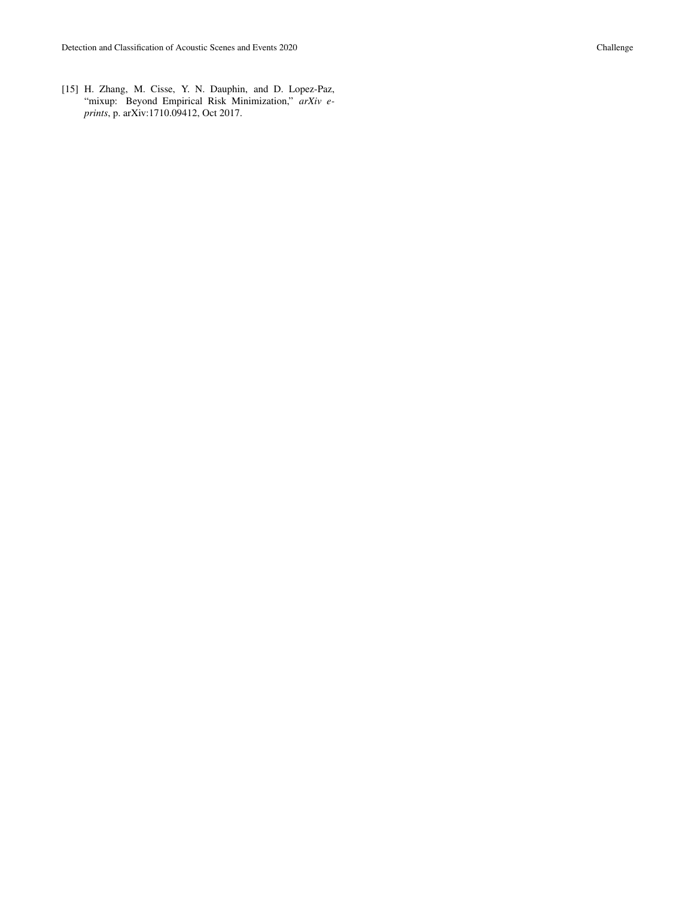[15] H. Zhang, M. Cisse, Y. N. Dauphin, and D. Lopez-Paz, "mixup: Beyond Empirical Risk Minimization," *arXiv e-prints*, p. arXiv:1710.09412, Oct 2017.